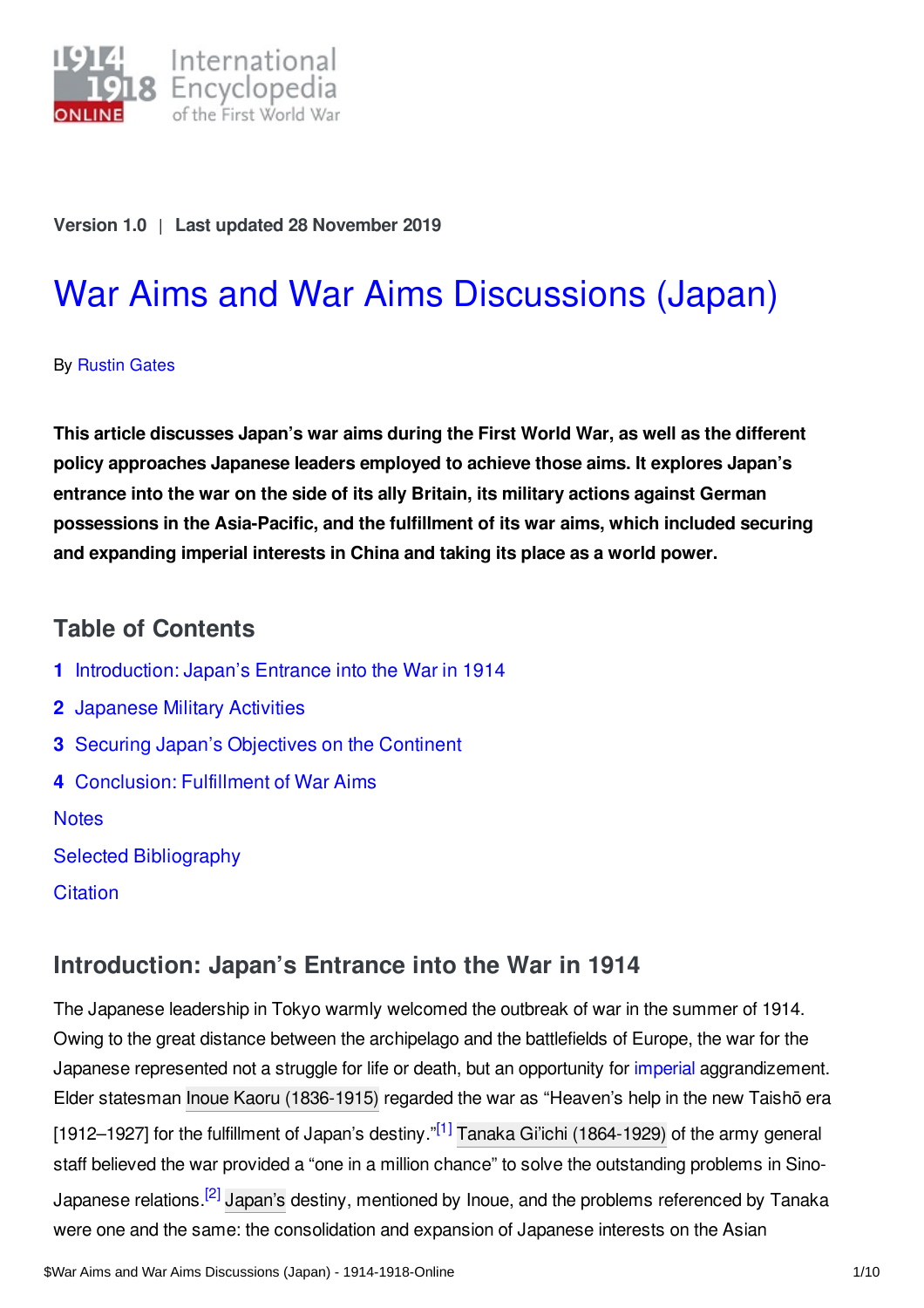Version 1.0 | Last updated 28 November 2019

# War Aims and War Aims Discussions (Japan)

By Rustin Gates

**This article discusses Japan's war aims during the First World War, as well as the different policy approaches Japanese leaders employed to achieve those aims. It explores Japan's entrance into the war on the side of its ally Britain, its military actions against German possessions in the Asia-Pacific, and the fulfillment of its war aims, which included securing and expanding imperial interests in China and taking its place as a world power.**

## Table of Contents

1. Introduction: Japan's Entrance into the War in 1914
2. Japanese Military Activities
3. Securing Japan's Objectives on the Continent
4. Conclusion: Fulfillment of War Aims

Notes

Selected Bibliography

Citation

## Introduction: Japan's Entrance into the War in 1914

The Japanese leadership in Tokyo warmly welcomed the outbreak of war in the summer of 1914. Owing to the great distance between the archipelago and the battlefields of Europe, the war for the Japanese represented not a struggle for life or death, but an opportunity for imperial aggrandizement. Elder statesman Inoue Kaoru (1836-1915) regarded the war as "Heaven's help in the new Taishō era [1912–1927] for the fulfillment of Japan's destiny."[1] Tanaka Gi'ichi (1864-1929) of the army general staff believed the war provided a "one in a million chance" to solve the outstanding problems in Sino-Japanese relations.[2] Japan's destiny, mentioned by Inoue, and the problems referenced by Tanaka were one and the same: the consolidation and expansion of Japanese interests on the Asian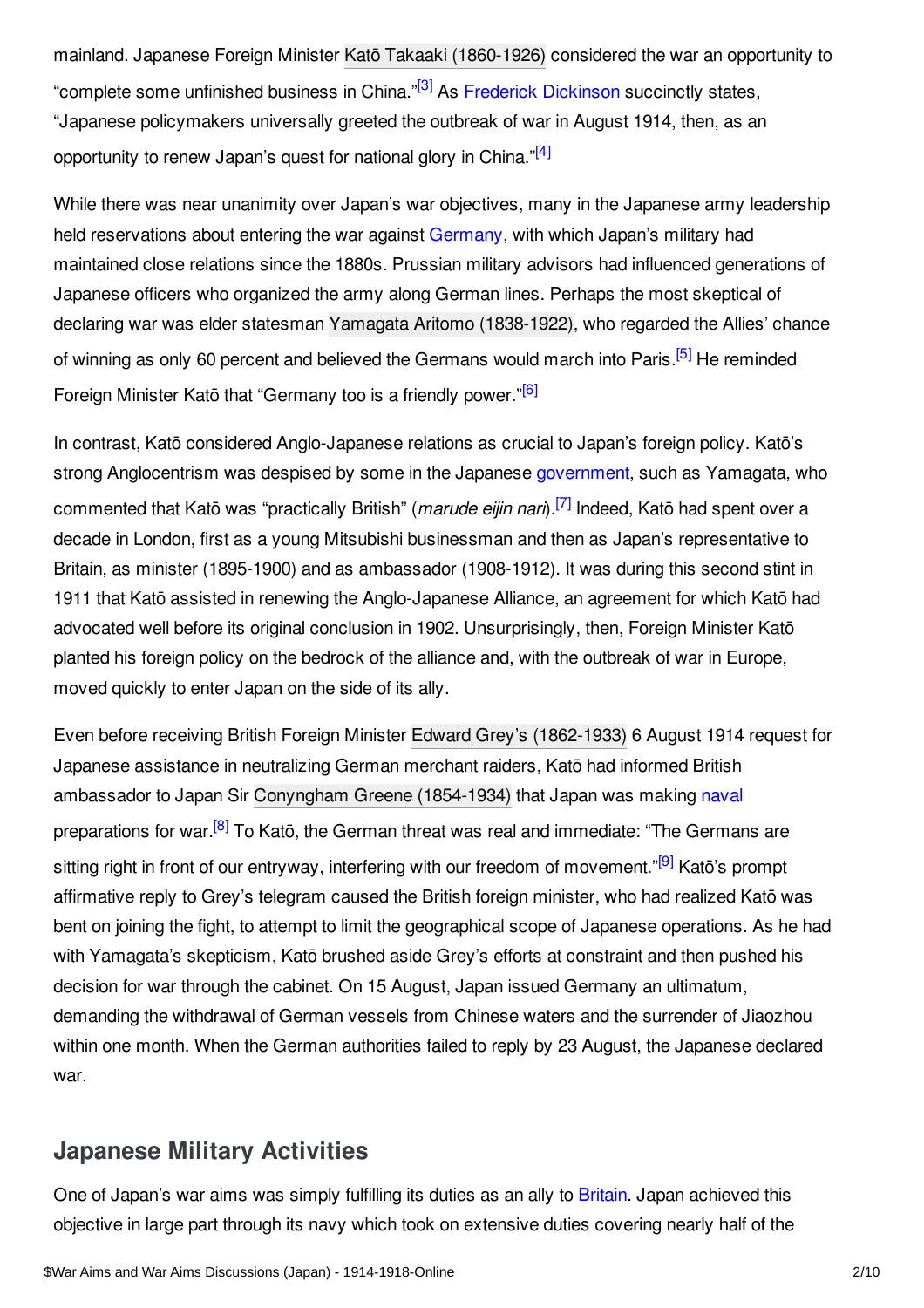mainland. Japanese Foreign Minister Katō Takaaki (1860-1926) considered the war an opportunity to "complete some unfinished business in China."[3] As Frederick Dickinson succinctly states, "Japanese policymakers universally greeted the outbreak of war in August 1914, then, as an opportunity to renew Japan's quest for national glory in China."[4]

While there was near unanimity over Japan's war objectives, many in the Japanese army leadership held reservations about entering the war against Germany, with which Japan's military had maintained close relations since the 1880s. Prussian military advisors had influenced generations of Japanese officers who organized the army along German lines. Perhaps the most skeptical of declaring war was elder statesman Yamagata Aritomo (1838-1922), who regarded the Allies' chance of winning as only 60 percent and believed the Germans would march into Paris.[5] He reminded Foreign Minister Katō that "Germany too is a friendly power."[6]

In contrast, Katō considered Anglo-Japanese relations as crucial to Japan's foreign policy. Katō's strong Anglocentrism was despised by some in the Japanese government, such as Yamagata, who commented that Katō was "practically British" (*marude eijin nari*).[7] Indeed, Katō had spent over a decade in London, first as a young Mitsubishi businessman and then as Japan's representative to Britain, as minister (1895-1900) and as ambassador (1908-1912). It was during this second stint in 1911 that Katō assisted in renewing the Anglo-Japanese Alliance, an agreement for which Katō had advocated well before its original conclusion in 1902. Unsurprisingly, then, Foreign Minister Katō planted his foreign policy on the bedrock of the alliance and, with the outbreak of war in Europe, moved quickly to enter Japan on the side of its ally.

Even before receiving British Foreign Minister Edward Grey's (1862-1933) 6 August 1914 request for Japanese assistance in neutralizing German merchant raiders, Katō had informed British ambassador to Japan Sir Conyngham Greene (1854-1934) that Japan was making naval preparations for war.[8] To Katō, the German threat was real and immediate: "The Germans are sitting right in front of our entryway, interfering with our freedom of movement."[9] Katō's prompt affirmative reply to Grey's telegram caused the British foreign minister, who had realized Katō was bent on joining the fight, to attempt to limit the geographical scope of Japanese operations. As he had with Yamagata's skepticism, Katō brushed aside Grey's efforts at constraint and then pushed his decision for war through the cabinet. On 15 August, Japan issued Germany an ultimatum, demanding the withdrawal of German vessels from Chinese waters and the surrender of Jiaozhou within one month. When the German authorities failed to reply by 23 August, the Japanese declared war.

## Japanese Military Activities

One of Japan's war aims was simply fulfilling its duties as an ally to Britain. Japan achieved this objective in large part through its navy which took on extensive duties covering nearly half of the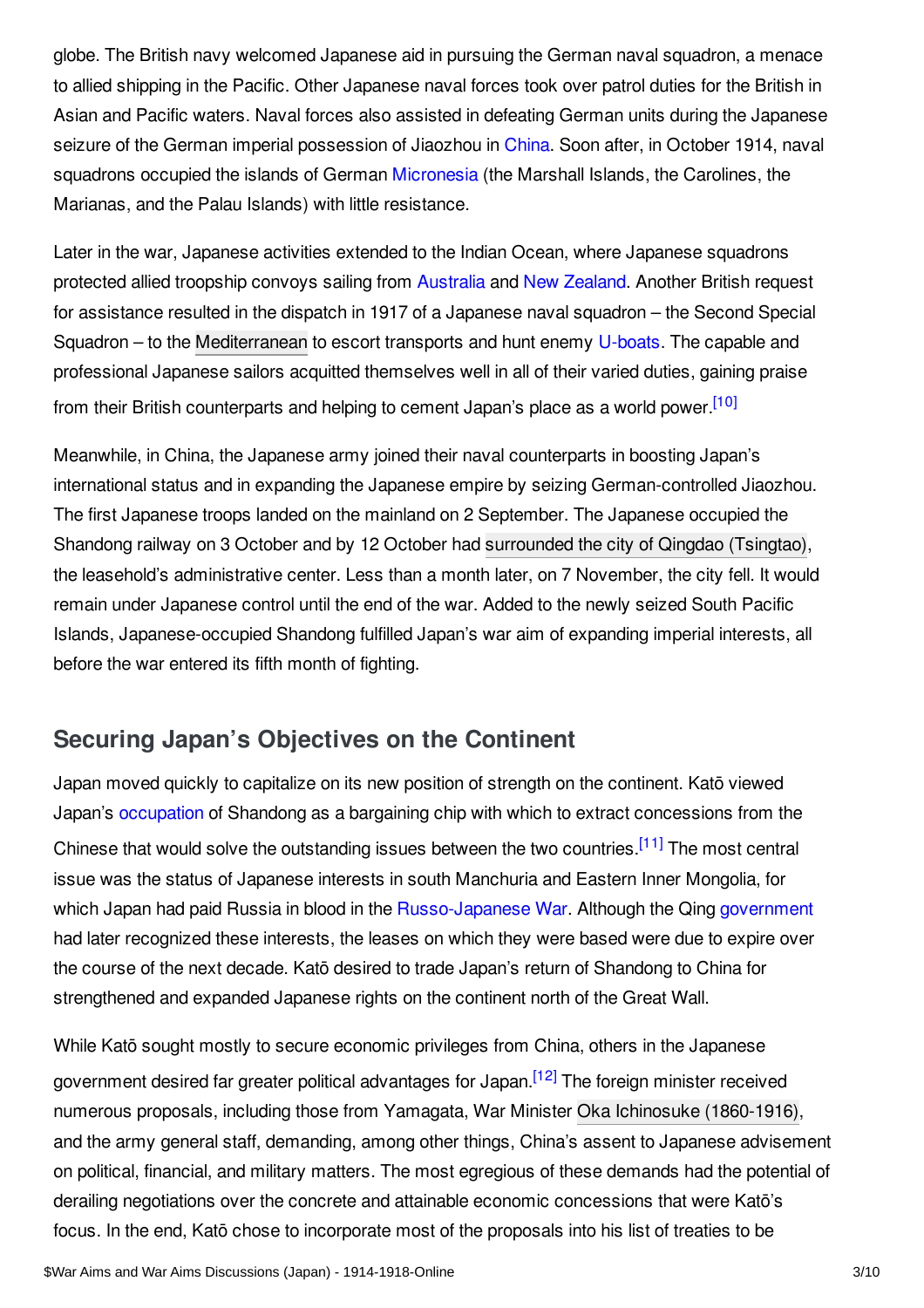globe. The British navy welcomed Japanese aid in pursuing the German naval squadron, a menace to allied shipping in the Pacific. Other Japanese naval forces took over patrol duties for the British in Asian and Pacific waters. Naval forces also assisted in defeating German units during the Japanese seizure of the German imperial possession of Jiaozhou in China. Soon after, in October 1914, naval squadrons occupied the islands of German Micronesia (the Marshall Islands, the Carolines, the Marianas, and the Palau Islands) with little resistance.

Later in the war, Japanese activities extended to the Indian Ocean, where Japanese squadrons protected allied troopship convoys sailing from Australia and New Zealand. Another British request for assistance resulted in the dispatch in 1917 of a Japanese naval squadron – the Second Special Squadron – to the Mediterranean to escort transports and hunt enemy U-boats. The capable and professional Japanese sailors acquitted themselves well in all of their varied duties, gaining praise from their British counterparts and helping to cement Japan's place as a world power.[10]

Meanwhile, in China, the Japanese army joined their naval counterparts in boosting Japan's international status and in expanding the Japanese empire by seizing German-controlled Jiaozhou. The first Japanese troops landed on the mainland on 2 September. The Japanese occupied the Shandong railway on 3 October and by 12 October had surrounded the city of Qingdao (Tsingtao), the leasehold's administrative center. Less than a month later, on 7 November, the city fell. It would remain under Japanese control until the end of the war. Added to the newly seized South Pacific Islands, Japanese-occupied Shandong fulfilled Japan's war aim of expanding imperial interests, all before the war entered its fifth month of fighting.

## Securing Japan's Objectives on the Continent

Japan moved quickly to capitalize on its new position of strength on the continent. Katō viewed Japan's occupation of Shandong as a bargaining chip with which to extract concessions from the Chinese that would solve the outstanding issues between the two countries.[11] The most central issue was the status of Japanese interests in south Manchuria and Eastern Inner Mongolia, for which Japan had paid Russia in blood in the Russo-Japanese War. Although the Qing government had later recognized these interests, the leases on which they were based were due to expire over the course of the next decade. Katō desired to trade Japan's return of Shandong to China for strengthened and expanded Japanese rights on the continent north of the Great Wall.

While Katō sought mostly to secure economic privileges from China, others in the Japanese government desired far greater political advantages for Japan.[12] The foreign minister received numerous proposals, including those from Yamagata, War Minister Oka Ichinosuke (1860-1916), and the army general staff, demanding, among other things, China's assent to Japanese advisement on political, financial, and military matters. The most egregious of these demands had the potential of derailing negotiations over the concrete and attainable economic concessions that were Katō's focus. In the end, Katō chose to incorporate most of the proposals into his list of treaties to be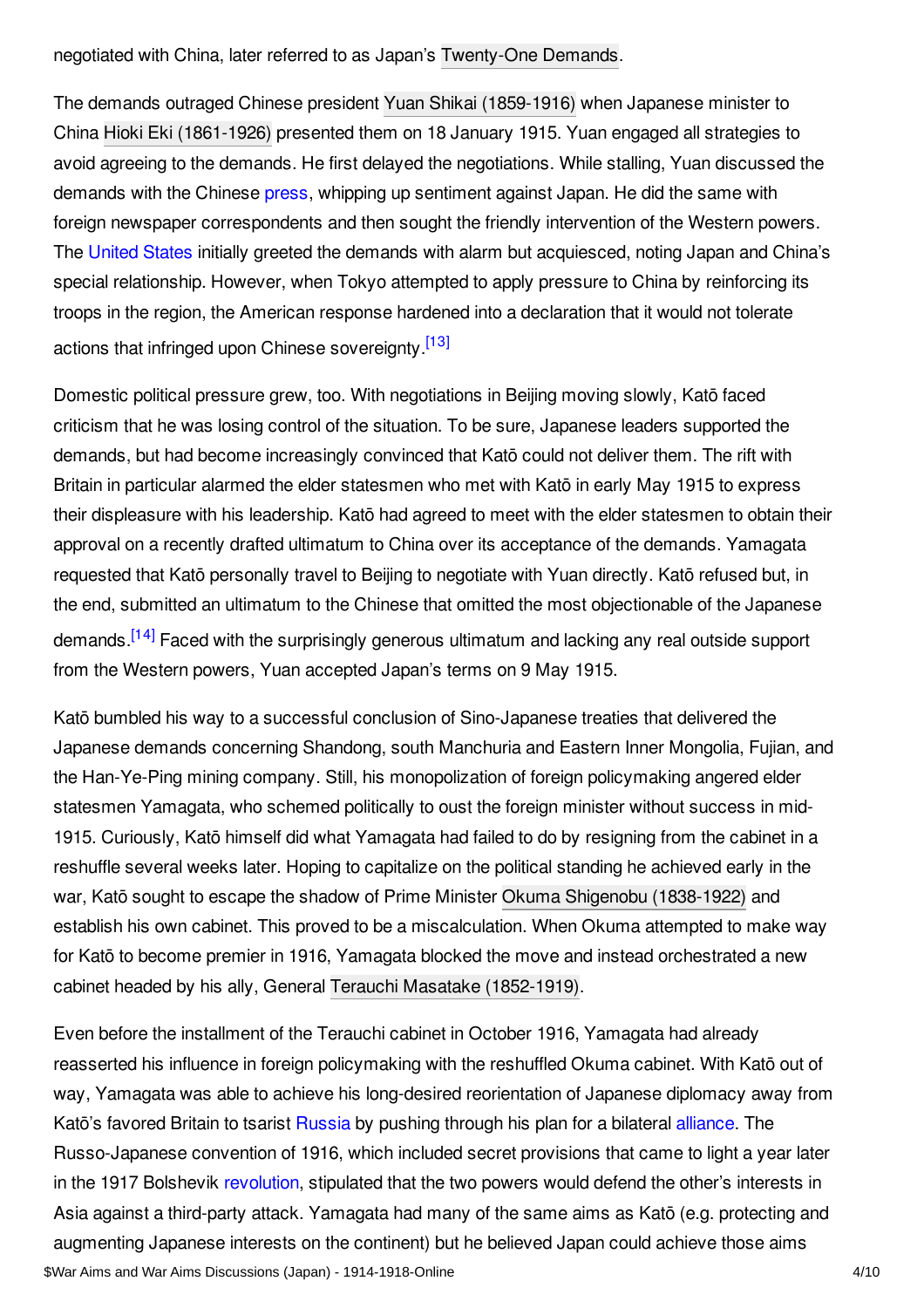negotiated with China, later referred to as Japan's Twenty-One Demands.

The demands outraged Chinese president Yuan Shikai (1859-1916) when Japanese minister to China Hioki Eki (1861-1926) presented them on 18 January 1915. Yuan engaged all strategies to avoid agreeing to the demands. He first delayed the negotiations. While stalling, Yuan discussed the demands with the Chinese press, whipping up sentiment against Japan. He did the same with foreign newspaper correspondents and then sought the friendly intervention of the Western powers. The United States initially greeted the demands with alarm but acquiesced, noting Japan and China's special relationship. However, when Tokyo attempted to apply pressure to China by reinforcing its troops in the region, the American response hardened into a declaration that it would not tolerate actions that infringed upon Chinese sovereignty.[13]

Domestic political pressure grew, too. With negotiations in Beijing moving slowly, Katō faced criticism that he was losing control of the situation. To be sure, Japanese leaders supported the demands, but had become increasingly convinced that Katō could not deliver them. The rift with Britain in particular alarmed the elder statesmen who met with Katō in early May 1915 to express their displeasure with his leadership. Katō had agreed to meet with the elder statesmen to obtain their approval on a recently drafted ultimatum to China over its acceptance of the demands. Yamagata requested that Katō personally travel to Beijing to negotiate with Yuan directly. Katō refused but, in the end, submitted an ultimatum to the Chinese that omitted the most objectionable of the Japanese demands.[14] Faced with the surprisingly generous ultimatum and lacking any real outside support from the Western powers, Yuan accepted Japan's terms on 9 May 1915.

Katō bumbled his way to a successful conclusion of Sino-Japanese treaties that delivered the Japanese demands concerning Shandong, south Manchuria and Eastern Inner Mongolia, Fujian, and the Han-Ye-Ping mining company. Still, his monopolization of foreign policymaking angered elder statesmen Yamagata, who schemed politically to oust the foreign minister without success in mid-1915. Curiously, Katō himself did what Yamagata had failed to do by resigning from the cabinet in a reshuffle several weeks later. Hoping to capitalize on the political standing he achieved early in the war, Katō sought to escape the shadow of Prime Minister Okuma Shigenobu (1838-1922) and establish his own cabinet. This proved to be a miscalculation. When Okuma attempted to make way for Katō to become premier in 1916, Yamagata blocked the move and instead orchestrated a new cabinet headed by his ally, General Terauchi Masatake (1852-1919).

Even before the installment of the Terauchi cabinet in October 1916, Yamagata had already reasserted his influence in foreign policymaking with the reshuffled Okuma cabinet. With Katō out of way, Yamagata was able to achieve his long-desired reorientation of Japanese diplomacy away from Katō's favored Britain to tsarist Russia by pushing through his plan for a bilateral alliance. The Russo-Japanese convention of 1916, which included secret provisions that came to light a year later in the 1917 Bolshevik revolution, stipulated that the two powers would defend the other's interests in Asia against a third-party attack. Yamagata had many of the same aims as Katō (e.g. protecting and augmenting Japanese interests on the continent) but he believed Japan could achieve those aims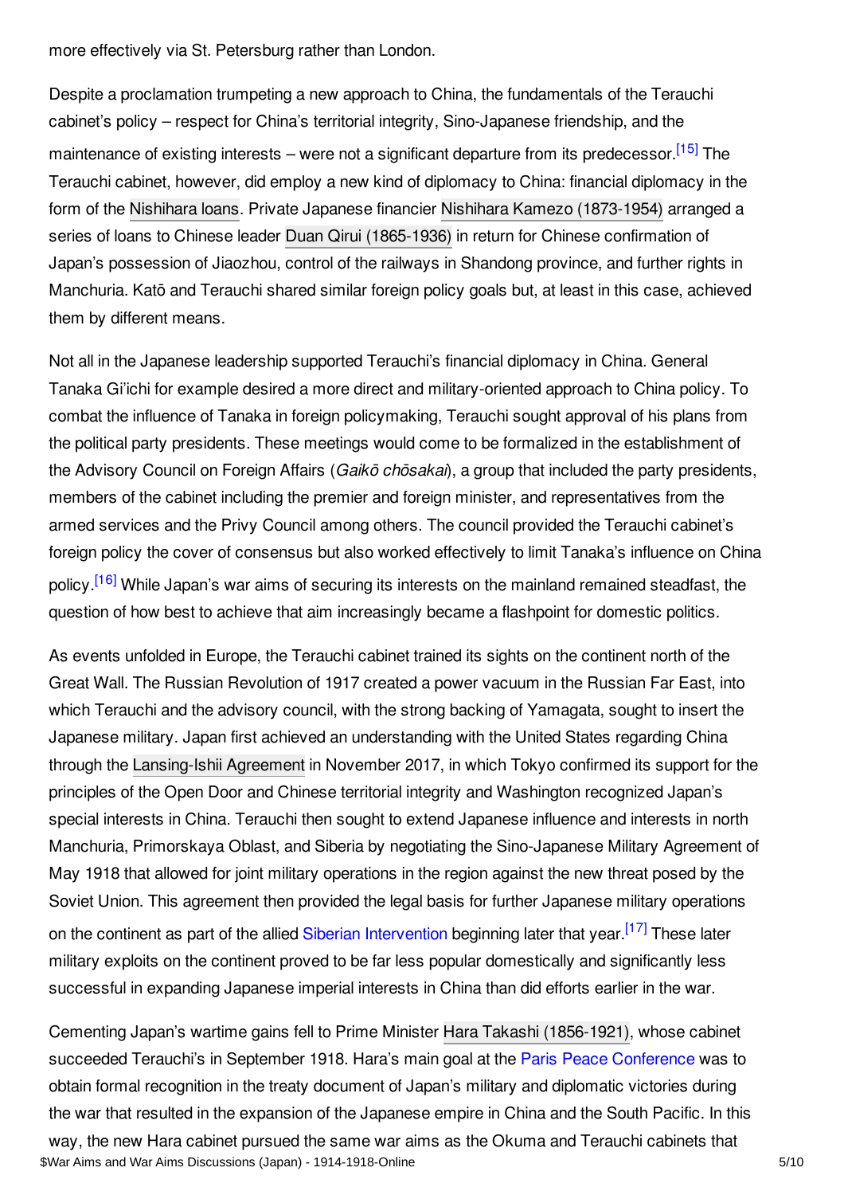more effectively via St. Petersburg rather than London.

Despite a proclamation trumpeting a new approach to China, the fundamentals of the Terauchi cabinet's policy – respect for China's territorial integrity, Sino-Japanese friendship, and the maintenance of existing interests – were not a significant departure from its predecessor.[15] The Terauchi cabinet, however, did employ a new kind of diplomacy to China: financial diplomacy in the form of the Nishihara loans. Private Japanese financier Nishihara Kamezo (1873-1954) arranged a series of loans to Chinese leader Duan Qirui (1865-1936) in return for Chinese confirmation of Japan's possession of Jiaozhou, control of the railways in Shandong province, and further rights in Manchuria. Katō and Terauchi shared similar foreign policy goals but, at least in this case, achieved them by different means.

Not all in the Japanese leadership supported Terauchi's financial diplomacy in China. General Tanaka Gi'ichi for example desired a more direct and military-oriented approach to China policy. To combat the influence of Tanaka in foreign policymaking, Terauchi sought approval of his plans from the political party presidents. These meetings would come to be formalized in the establishment of the Advisory Council on Foreign Affairs (*Gaikō chōsakai*), a group that included the party presidents, members of the cabinet including the premier and foreign minister, and representatives from the armed services and the Privy Council among others. The council provided the Terauchi cabinet's foreign policy the cover of consensus but also worked effectively to limit Tanaka's influence on China policy.[16] While Japan's war aims of securing its interests on the mainland remained steadfast, the question of how best to achieve that aim increasingly became a flashpoint for domestic politics.

As events unfolded in Europe, the Terauchi cabinet trained its sights on the continent north of the Great Wall. The Russian Revolution of 1917 created a power vacuum in the Russian Far East, into which Terauchi and the advisory council, with the strong backing of Yamagata, sought to insert the Japanese military. Japan first achieved an understanding with the United States regarding China through the Lansing-Ishii Agreement in November 2017, in which Tokyo confirmed its support for the principles of the Open Door and Chinese territorial integrity and Washington recognized Japan's special interests in China. Terauchi then sought to extend Japanese influence and interests in north Manchuria, Primorskaya Oblast, and Siberia by negotiating the Sino-Japanese Military Agreement of May 1918 that allowed for joint military operations in the region against the new threat posed by the Soviet Union. This agreement then provided the legal basis for further Japanese military operations on the continent as part of the allied Siberian Intervention beginning later that year.[17] These later military exploits on the continent proved to be far less popular domestically and significantly less successful in expanding Japanese imperial interests in China than did efforts earlier in the war.

Cementing Japan's wartime gains fell to Prime Minister Hara Takashi (1856-1921), whose cabinet succeeded Terauchi's in September 1918. Hara's main goal at the Paris Peace Conference was to obtain formal recognition in the treaty document of Japan's military and diplomatic victories during the war that resulted in the expansion of the Japanese empire in China and the South Pacific. In this way, the new Hara cabinet pursued the same war aims as the Okuma and Terauchi cabinets that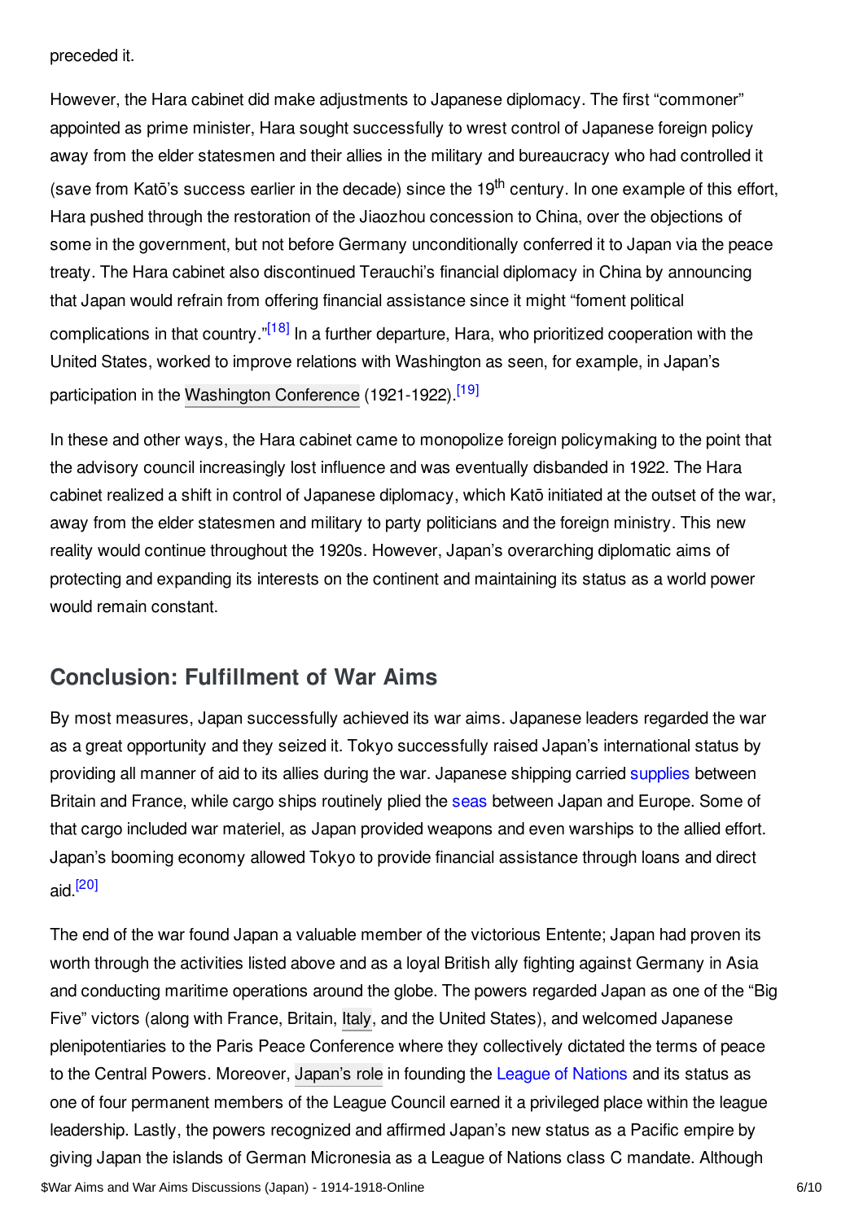preceded it.

However, the Hara cabinet did make adjustments to Japanese diplomacy. The first “commoner” appointed as prime minister, Hara sought successfully to wrest control of Japanese foreign policy away from the elder statesmen and their allies in the military and bureaucracy who had controlled it (save from Katō’s success earlier in the decade) since the 19th century. In one example of this effort, Hara pushed through the restoration of the Jiaozhou concession to China, over the objections of some in the government, but not before Germany unconditionally conferred it to Japan via the peace treaty. The Hara cabinet also discontinued Terauchi’s financial diplomacy in China by announcing that Japan would refrain from offering financial assistance since it might “foment political complications in that country.”[18] In a further departure, Hara, who prioritized cooperation with the United States, worked to improve relations with Washington as seen, for example, in Japan’s participation in the Washington Conference (1921-1922).[19]

In these and other ways, the Hara cabinet came to monopolize foreign policymaking to the point that the advisory council increasingly lost influence and was eventually disbanded in 1922. The Hara cabinet realized a shift in control of Japanese diplomacy, which Katō initiated at the outset of the war, away from the elder statesmen and military to party politicians and the foreign ministry. This new reality would continue throughout the 1920s. However, Japan’s overarching diplomatic aims of protecting and expanding its interests on the continent and maintaining its status as a world power would remain constant.

## Conclusion: Fulfillment of War Aims

By most measures, Japan successfully achieved its war aims. Japanese leaders regarded the war as a great opportunity and they seized it. Tokyo successfully raised Japan’s international status by providing all manner of aid to its allies during the war. Japanese shipping carried supplies between Britain and France, while cargo ships routinely plied the seas between Japan and Europe. Some of that cargo included war materiel, as Japan provided weapons and even warships to the allied effort. Japan’s booming economy allowed Tokyo to provide financial assistance through loans and direct aid.[20]

The end of the war found Japan a valuable member of the victorious Entente; Japan had proven its worth through the activities listed above and as a loyal British ally fighting against Germany in Asia and conducting maritime operations around the globe. The powers regarded Japan as one of the “Big Five” victors (along with France, Britain, Italy, and the United States), and welcomed Japanese plenipotentiaries to the Paris Peace Conference where they collectively dictated the terms of peace to the Central Powers. Moreover, Japan’s role in founding the League of Nations and its status as one of four permanent members of the League Council earned it a privileged place within the league leadership. Lastly, the powers recognized and affirmed Japan’s new status as a Pacific empire by giving Japan the islands of German Micronesia as a League of Nations class C mandate. Although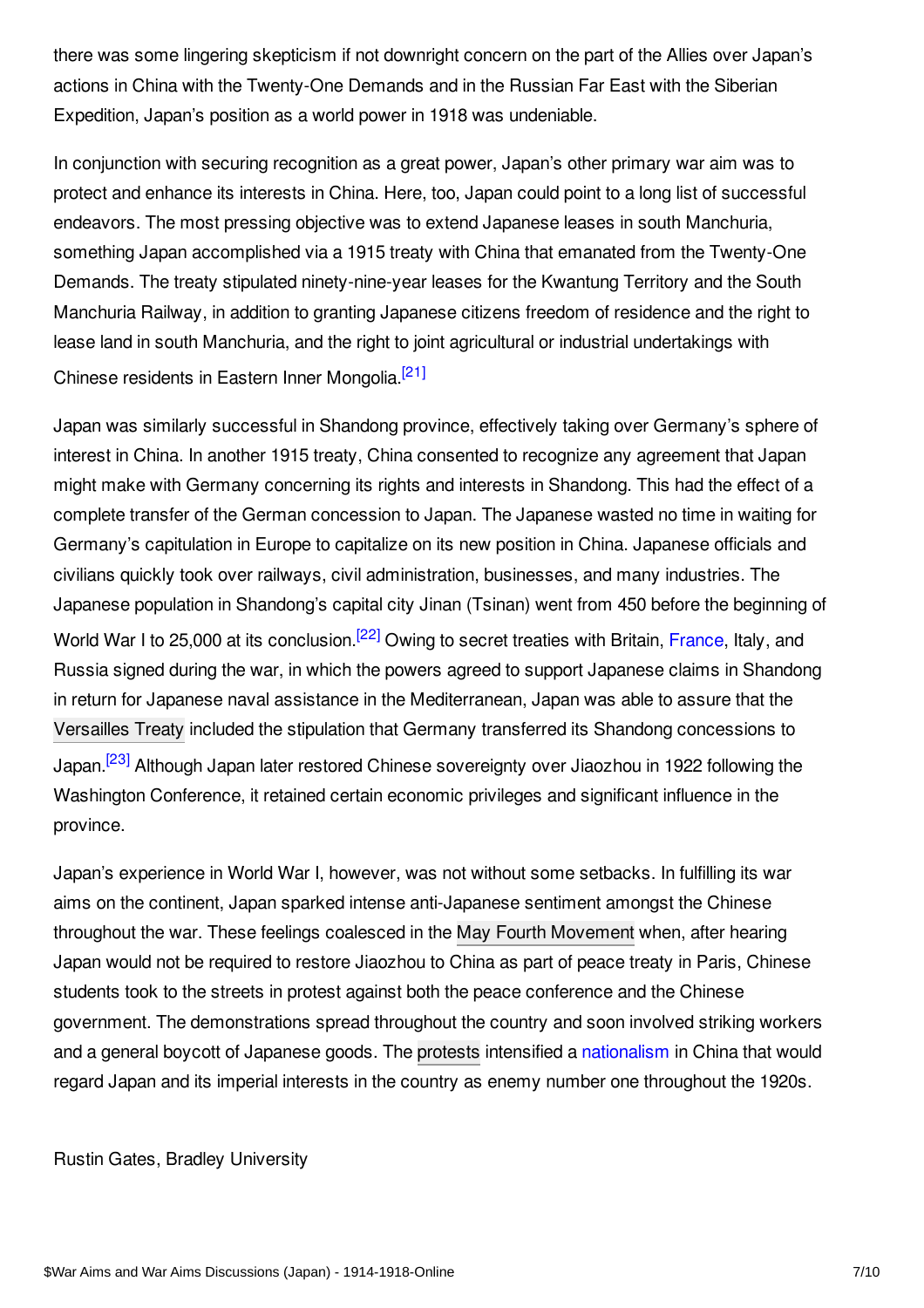there was some lingering skepticism if not downright concern on the part of the Allies over Japan's actions in China with the Twenty-One Demands and in the Russian Far East with the Siberian Expedition, Japan's position as a world power in 1918 was undeniable.

In conjunction with securing recognition as a great power, Japan's other primary war aim was to protect and enhance its interests in China. Here, too, Japan could point to a long list of successful endeavors. The most pressing objective was to extend Japanese leases in south Manchuria, something Japan accomplished via a 1915 treaty with China that emanated from the Twenty-One Demands. The treaty stipulated ninety-nine-year leases for the Kwantung Territory and the South Manchuria Railway, in addition to granting Japanese citizens freedom of residence and the right to lease land in south Manchuria, and the right to joint agricultural or industrial undertakings with Chinese residents in Eastern Inner Mongolia.[21]

Japan was similarly successful in Shandong province, effectively taking over Germany's sphere of interest in China. In another 1915 treaty, China consented to recognize any agreement that Japan might make with Germany concerning its rights and interests in Shandong. This had the effect of a complete transfer of the German concession to Japan. The Japanese wasted no time in waiting for Germany's capitulation in Europe to capitalize on its new position in China. Japanese officials and civilians quickly took over railways, civil administration, businesses, and many industries. The Japanese population in Shandong's capital city Jinan (Tsinan) went from 450 before the beginning of World War I to 25,000 at its conclusion.[22] Owing to secret treaties with Britain, France, Italy, and Russia signed during the war, in which the powers agreed to support Japanese claims in Shandong in return for Japanese naval assistance in the Mediterranean, Japan was able to assure that the Versailles Treaty included the stipulation that Germany transferred its Shandong concessions to Japan.[23] Although Japan later restored Chinese sovereignty over Jiaozhou in 1922 following the Washington Conference, it retained certain economic privileges and significant influence in the province.

Japan's experience in World War I, however, was not without some setbacks. In fulfilling its war aims on the continent, Japan sparked intense anti-Japanese sentiment amongst the Chinese throughout the war. These feelings coalesced in the May Fourth Movement when, after hearing Japan would not be required to restore Jiaozhou to China as part of peace treaty in Paris, Chinese students took to the streets in protest against both the peace conference and the Chinese government. The demonstrations spread throughout the country and soon involved striking workers and a general boycott of Japanese goods. The protests intensified a nationalism in China that would regard Japan and its imperial interests in the country as enemy number one throughout the 1920s.

Rustin Gates, Bradley University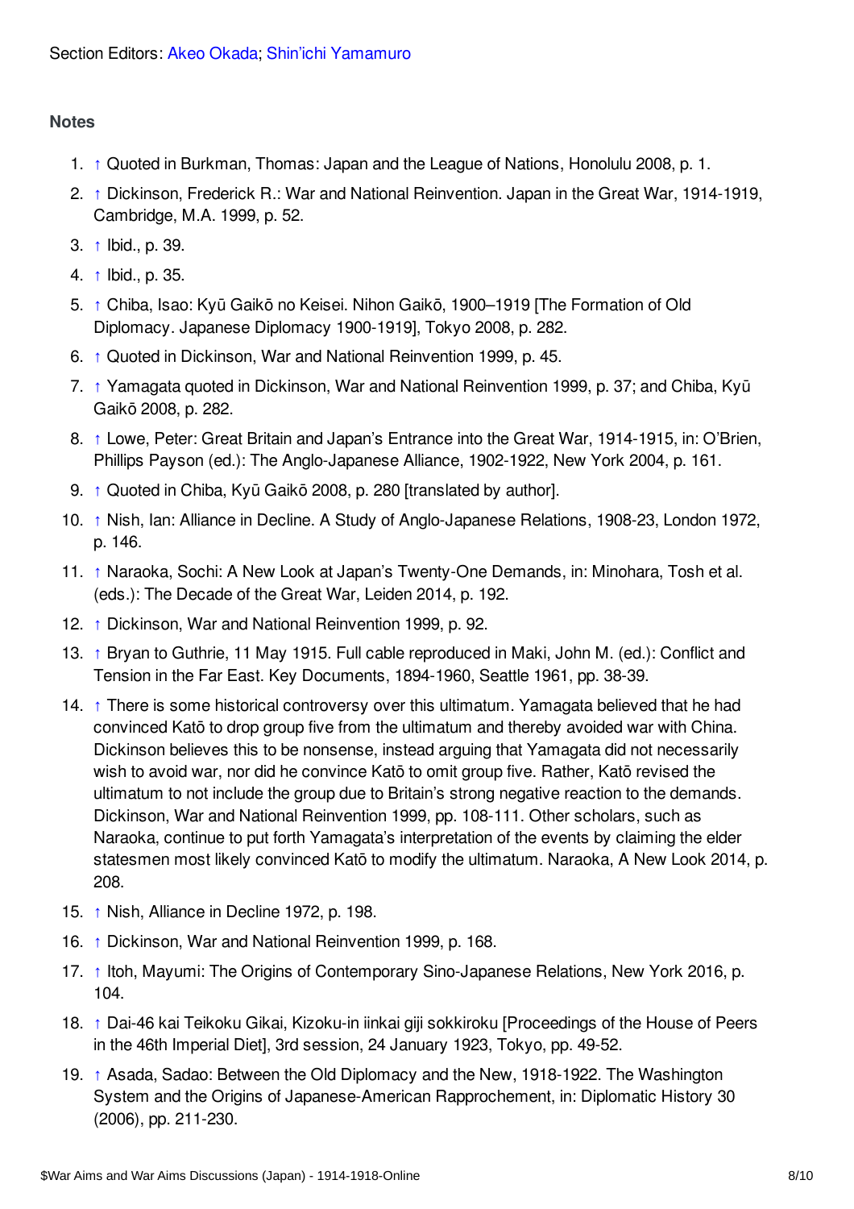Section Editors: Akeo Okada; Shin'ichi Yamamuro

## Notes

1. ↑ Quoted in Burkman, Thomas: Japan and the League of Nations, Honolulu 2008, p. 1.
2. ↑ Dickinson, Frederick R.: War and National Reinvention. Japan in the Great War, 1914-1919, Cambridge, M.A. 1999, p. 52.
3. ↑ Ibid., p. 39.
4. ↑ Ibid., p. 35.
5. ↑ Chiba, Isao: Kyū Gaikō no Keisei. Nihon Gaikō, 1900–1919 [The Formation of Old Diplomacy. Japanese Diplomacy 1900-1919], Tokyo 2008, p. 282.
6. ↑ Quoted in Dickinson, War and National Reinvention 1999, p. 45.
7. ↑ Yamagata quoted in Dickinson, War and National Reinvention 1999, p. 37; and Chiba, Kyū Gaikō 2008, p. 282.
8. ↑ Lowe, Peter: Great Britain and Japan's Entrance into the Great War, 1914-1915, in: O'Brien, Phillips Payson (ed.): The Anglo-Japanese Alliance, 1902-1922, New York 2004, p. 161.
9. ↑ Quoted in Chiba, Kyū Gaikō 2008, p. 280 [translated by author].
10. ↑ Nish, Ian: Alliance in Decline. A Study of Anglo-Japanese Relations, 1908-23, London 1972, p. 146.
11. ↑ Naraoka, Sochi: A New Look at Japan's Twenty-One Demands, in: Minohara, Tosh et al. (eds.): The Decade of the Great War, Leiden 2014, p. 192.
12. ↑ Dickinson, War and National Reinvention 1999, p. 92.
13. ↑ Bryan to Guthrie, 11 May 1915. Full cable reproduced in Maki, John M. (ed.): Conflict and Tension in the Far East. Key Documents, 1894-1960, Seattle 1961, pp. 38-39.
14. ↑ There is some historical controversy over this ultimatum. Yamagata believed that he had convinced Katō to drop group five from the ultimatum and thereby avoided war with China. Dickinson believes this to be nonsense, instead arguing that Yamagata did not necessarily wish to avoid war, nor did he convince Katō to omit group five. Rather, Katō revised the ultimatum to not include the group due to Britain's strong negative reaction to the demands. Dickinson, War and National Reinvention 1999, pp. 108-111. Other scholars, such as Naraoka, continue to put forth Yamagata's interpretation of the events by claiming the elder statesmen most likely convinced Katō to modify the ultimatum. Naraoka, A New Look 2014, p. 208.
15. ↑ Nish, Alliance in Decline 1972, p. 198.
16. ↑ Dickinson, War and National Reinvention 1999, p. 168.
17. ↑ Itoh, Mayumi: The Origins of Contemporary Sino-Japanese Relations, New York 2016, p. 104.
18. ↑ Dai-46 kai Teikoku Gikai, Kizoku-in iinkai giji sokkiroku [Proceedings of the House of Peers in the 46th Imperial Diet], 3rd session, 24 January 1923, Tokyo, pp. 49-52.
19. ↑ Asada, Sadao: Between the Old Diplomacy and the New, 1918-1922. The Washington System and the Origins of Japanese-American Rapprochement, in: Diplomatic History 30 (2006), pp. 211-230.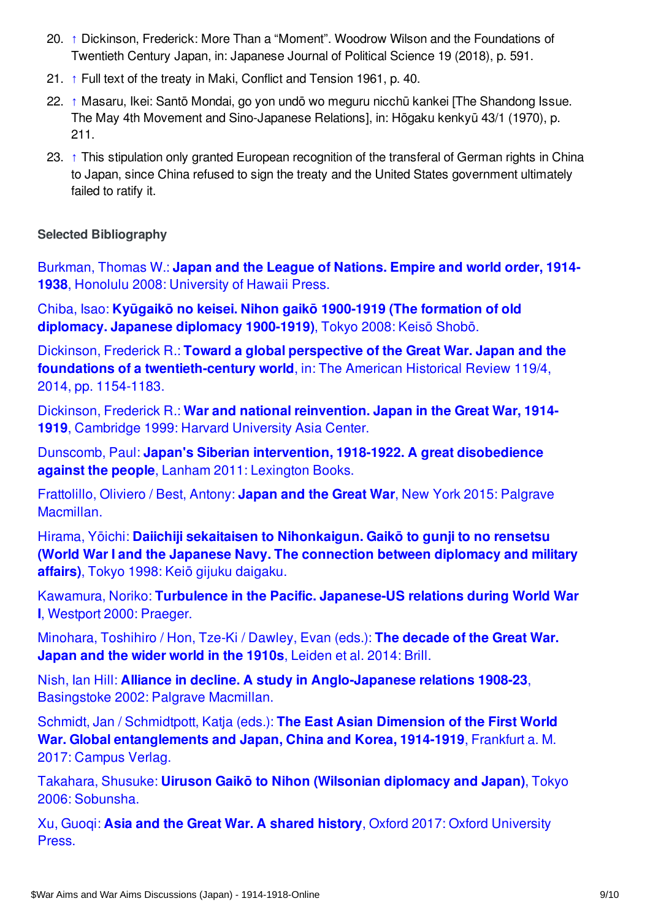20. ↑ Dickinson, Frederick: More Than a “Moment”. Woodrow Wilson and the Foundations of Twentieth Century Japan, in: Japanese Journal of Political Science 19 (2018), p. 591.
21. ↑ Full text of the treaty in Maki, Conflict and Tension 1961, p. 40.
22. ↑ Masaru, Ikei: Santō Mondai, go yon undō wo meguru nicchū kankei [The Shandong Issue. The May 4th Movement and Sino-Japanese Relations], in: Hōgaku kenkyū 43/1 (1970), p. 211.
23. ↑ This stipulation only granted European recognition of the transferal of German rights in China to Japan, since China refused to sign the treaty and the United States government ultimately failed to ratify it.

### Selected Bibliography

Burkman, Thomas W.: **Japan and the League of Nations. Empire and world order, 1914-1938**, Honolulu 2008: University of Hawaii Press.

Chiba, Isao: **Kyūgaikō no keisei. Nihon gaikō 1900-1919 (The formation of old diplomacy. Japanese diplomacy 1900-1919)**, Tokyo 2008: Keisō Shobō.

Dickinson, Frederick R.: **Toward a global perspective of the Great War. Japan and the foundations of a twentieth-century world**, in: The American Historical Review 119/4, 2014, pp. 1154-1183.

Dickinson, Frederick R.: **War and national reinvention. Japan in the Great War, 1914-1919**, Cambridge 1999: Harvard University Asia Center.

Dunscomb, Paul: **Japan's Siberian intervention, 1918-1922. A great disobedience against the people**, Lanham 2011: Lexington Books.

Frattolillo, Oliviero / Best, Antony: **Japan and the Great War**, New York 2015: Palgrave Macmillan.

Hirama, Yōichi: **Daiichiji sekaitaisen to Nihonkaigun. Gaikō to gunji to no rensetsu (World War I and the Japanese Navy. The connection between diplomacy and military affairs)**, Tokyo 1998: Keiō gijuku daigaku.

Kawamura, Noriko: **Turbulence in the Pacific. Japanese-US relations during World War I**, Westport 2000: Praeger.

Minohara, Toshihiro / Hon, Tze-Ki / Dawley, Evan (eds.): **The decade of the Great War. Japan and the wider world in the 1910s**, Leiden et al. 2014: Brill.

Nish, Ian Hill: **Alliance in decline. A study in Anglo-Japanese relations 1908-23**, Basingstoke 2002: Palgrave Macmillan.

Schmidt, Jan / Schmidtpott, Katja (eds.): **The East Asian Dimension of the First World War. Global entanglements and Japan, China and Korea, 1914-1919**, Frankfurt a. M. 2017: Campus Verlag.

Takahara, Shusuke: **Uiruson Gaikō to Nihon (Wilsonian diplomacy and Japan)**, Tokyo 2006: Sobunsha.

Xu, Guoqi: **Asia and the Great War. A shared history**, Oxford 2017: Oxford University Press.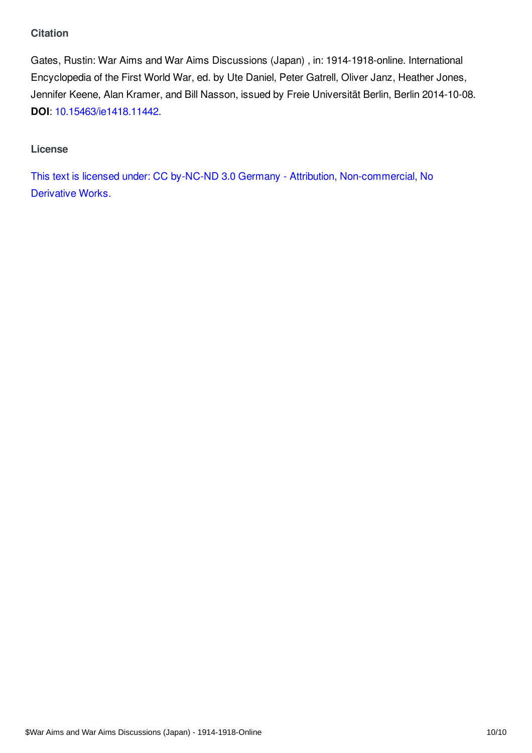### Citation

Gates, Rustin: War Aims and War Aims Discussions (Japan) , in: 1914-1918-online. International Encyclopedia of the First World War, ed. by Ute Daniel, Peter Gatrell, Oliver Janz, Heather Jones, Jennifer Keene, Alan Kramer, and Bill Nasson, issued by Freie Universität Berlin, Berlin 2014-10-08. **DOI**: 10.15463/ie1418.11442.

### License

This text is licensed under: CC by-NC-ND 3.0 Germany - Attribution, Non-commercial, No Derivative Works.